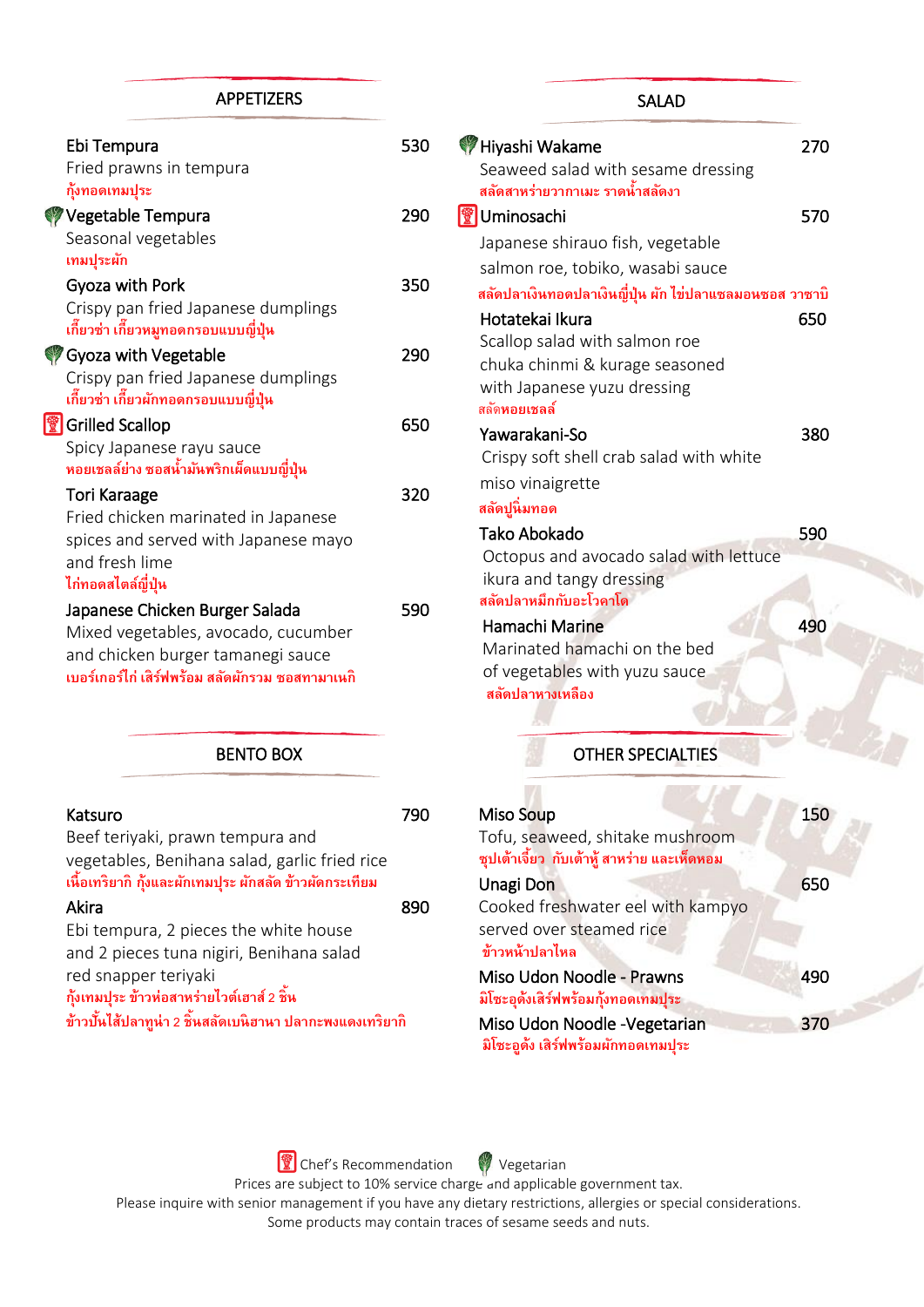## APPETIZERS

**Ebi Tempura** — 530
Fried prawns in tempura
กุ้งทอดเทมปุระ

🌿 **Vegetable Tempura** — 290
Seasonal vegetables
เทมปุระผัก

**Gyoza with Pork** — 350
Crispy pan fried Japanese dumplings
เกี๊ยวซ่า เกี๊ยวหมูทอดกรอบแบบญี่ปุ่น

🌿 **Gyoza with Vegetable** — 290
Crispy pan fried Japanese dumplings
เกี๊ยวซ่า เกี๊ยวผักทอดกรอบแบบญี่ปุ่น

👨‍🍳 **Grilled Scallop** — 650
Spicy Japanese rayu sauce
หอยเชลล์ย่าง ซอสน้ำมันพริกเผ็ดแบบญี่ปุ่น

**Tori Karaage** — 320
Fried chicken marinated in Japanese spices and served with Japanese mayo and fresh lime
ไก่ทอดสไตล์ญี่ปุ่น

**Japanese Chicken Burger Salada** — 590
Mixed vegetables, avocado, cucumber and chicken burger tamanegi sauce
เบอร์เกอร์ไก่ เสิร์ฟพร้อม สลัดผักรวม ซอสทามาเนกิ

## SALAD

🌿 **Hiyashi Wakame** — 270
Seaweed salad with sesame dressing
สลัดสาหร่ายวากาเมะ ราดน้ำสลัดงา

👨‍🍳 **Uminosachi** — 570
Japanese shirauo fish, vegetable salmon roe, tobiko, wasabi sauce
สลัดปลาเงินทอดปลาเงินญี่ปุ่น ผัก ไข่ปลาแซลมอนซอส วาซาบิ

**Hotatekai Ikura** — 650
Scallop salad with salmon roe chuka chinmi & kurage seasoned with Japanese yuzu dressing
สลัดหอยเชลล์

**Yawarakani-So** — 380
Crispy soft shell crab salad with white miso vinaigrette
สลัดปูนิ่มทอด

**Tako Abokado** — 590
Octopus and avocado salad with lettuce ikura and tangy dressing
สลัดปลาหมึกกับอะโวคาโด

**Hamachi Marine** — 490
Marinated hamachi on the bed of vegetables with yuzu sauce
สลัดปลาหางเหลือง

## BENTO BOX

**Katsuro** — 790
Beef teriyaki, prawn tempura and vegetables, Benihana salad, garlic fried rice
เนื้อเทริยากิ กุ้งและผักเทมปุระ ผักสลัด ข้าวผัดกระเทียม

**Akira** — 890
Ebi tempura, 2 pieces the white house and 2 pieces tuna nigiri, Benihana salad red snapper teriyaki
กุ้งเทมปุระ ข้าวห่อสาหร่ายไวต์เฮาส์ 2 ชิ้น
ข้าวปั้นโส้ปลาทูน่า 2 ชิ้นสลัดเบนิฮานา ปลากะพงแดงเทริยากิ

## OTHER SPECIALTIES

**Miso Soup** — 150
Tofu, seaweed, shitake mushroom
ซุปเต้าเจี้ยว กับเต้าหู้ สาหร่าย และเห็ดหอม

**Unagi Don** — 650
Cooked freshwater eel with kampyo served over steamed rice
ข้าวหน้าปลาไหล

**Miso Udon Noodle - Prawns** — 490
มิโซะอูด้งเสิร์ฟพร้อมกุ้งทอดเทมปุระ

**Miso Udon Noodle -Vegetarian** — 370
มิโซะอูด้ง เสิร์ฟพร้อมผักทอดเทมปุระ

---

👨‍🍳 Chef's Recommendation 🌿 Vegetarian

Prices are subject to 10% service charge and applicable government tax.
Please inquire with senior management if you have any dietary restrictions, allergies or special considerations.
Some products may contain traces of sesame seeds and nuts.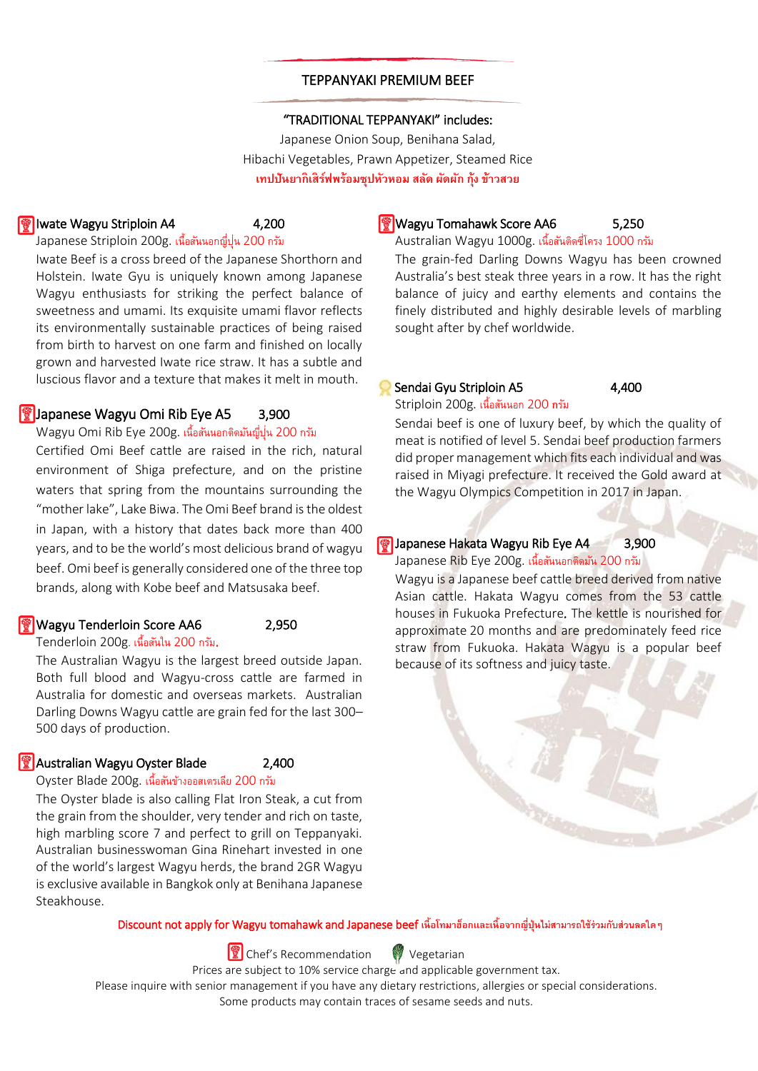## TEPPANYAKI PREMIUM BEEF

**"TRADITIONAL TEPPANYAKI" includes:**
Japanese Onion Soup, Benihana Salad,
Hibachi Vegetables, Prawn Appetizer, Steamed Rice
เทปปันยากิเสิร์ฟพร้อมซุปหัวหอม สลัด ผัดผัก กุ้ง ข้าวสวย

**Iwate Wagyu Striploin A4** 4,200
Japanese Striploin 200g. เนื้อสันนอกญี่ปุ่น 200 กรัม
Iwate Beef is a cross breed of the Japanese Shorthorn and Holstein. Iwate Gyu is uniquely known among Japanese Wagyu enthusiasts for striking the perfect balance of sweetness and umami. Its exquisite umami flavor reflects its environmentally sustainable practices of being raised from birth to harvest on one farm and finished on locally grown and harvested Iwate rice straw. It has a subtle and luscious flavor and a texture that makes it melt in mouth.

**Japanese Wagyu Omi Rib Eye A5** 3,900
Wagyu Omi Rib Eye 200g. เนื้อสันนอกติดมันญี่ปุ่น 200 กรัม
Certified Omi Beef cattle are raised in the rich, natural environment of Shiga prefecture, and on the pristine waters that spring from the mountains surrounding the "mother lake", Lake Biwa. The Omi Beef brand is the oldest in Japan, with a history that dates back more than 400 years, and to be the world's most delicious brand of wagyu beef. Omi beef is generally considered one of the three top brands, along with Kobe beef and Matsusaka beef.

**Wagyu Tenderloin Score AA6** 2,950
Tenderloin 200g. เนื้อสันใน 200 กรัม.
The Australian Wagyu is the largest breed outside Japan. Both full blood and Wagyu-cross cattle are farmed in Australia for domestic and overseas markets. Australian Darling Downs Wagyu cattle are grain fed for the last 300–500 days of production.

**Australian Wagyu Oyster Blade** 2,400
Oyster Blade 200g. เนื้อสันข้างออสเตรเลีย 200 กรัม
The Oyster blade is also calling Flat Iron Steak, a cut from the grain from the shoulder, very tender and rich on taste, high marbling score 7 and perfect to grill on Teppanyaki. Australian businesswoman Gina Rinehart invested in one of the world's largest Wagyu herds, the brand 2GR Wagyu is exclusive available in Bangkok only at Benihana Japanese Steakhouse.

**Wagyu Tomahawk Score AA6** 5,250
Australian Wagyu 1000g. เนื้อสันติดซี่โครง 1000 กรัม
The grain-fed Darling Downs Wagyu has been crowned Australia's best steak three years in a row. It has the right balance of juicy and earthy elements and contains the finely distributed and highly desirable levels of marbling sought after by chef worldwide.

**Sendai Gyu Striploin A5** 4,400
Striploin 200g. เนื้อสันนอก 200 กรัม
Sendai beef is one of luxury beef, by which the quality of meat is notified of level 5. Sendai beef production farmers did proper management which fits each individual and was raised in Miyagi prefecture. It received the Gold award at the Wagyu Olympics Competition in 2017 in Japan.

**Japanese Hakata Wagyu Rib Eye A4** 3,900
Japanese Rib Eye 200g. เนื้อสันนอกติดมัน 200 กรัม
Wagyu is a Japanese beef cattle breed derived from native Asian cattle. Hakata Wagyu comes from the 53 cattle houses in Fukuoka Prefecture. The kettle is nourished for approximate 20 months and are predominately feed rice straw from Fukuoka. Hakata Wagyu is a popular beef because of its softness and juicy taste.

Discount not apply for Wagyu tomahawk and Japanese beef เนื้อโทมาฮ็อกและเนื้อจากญี่ปุ่นไม่สามารถใช้ร่วมกับส่วนลดใดๆ

Chef's Recommendation Vegetarian
Prices are subject to 10% service charge and applicable government tax.
Please inquire with senior management if you have any dietary restrictions, allergies or special considerations.
Some products may contain traces of sesame seeds and nuts.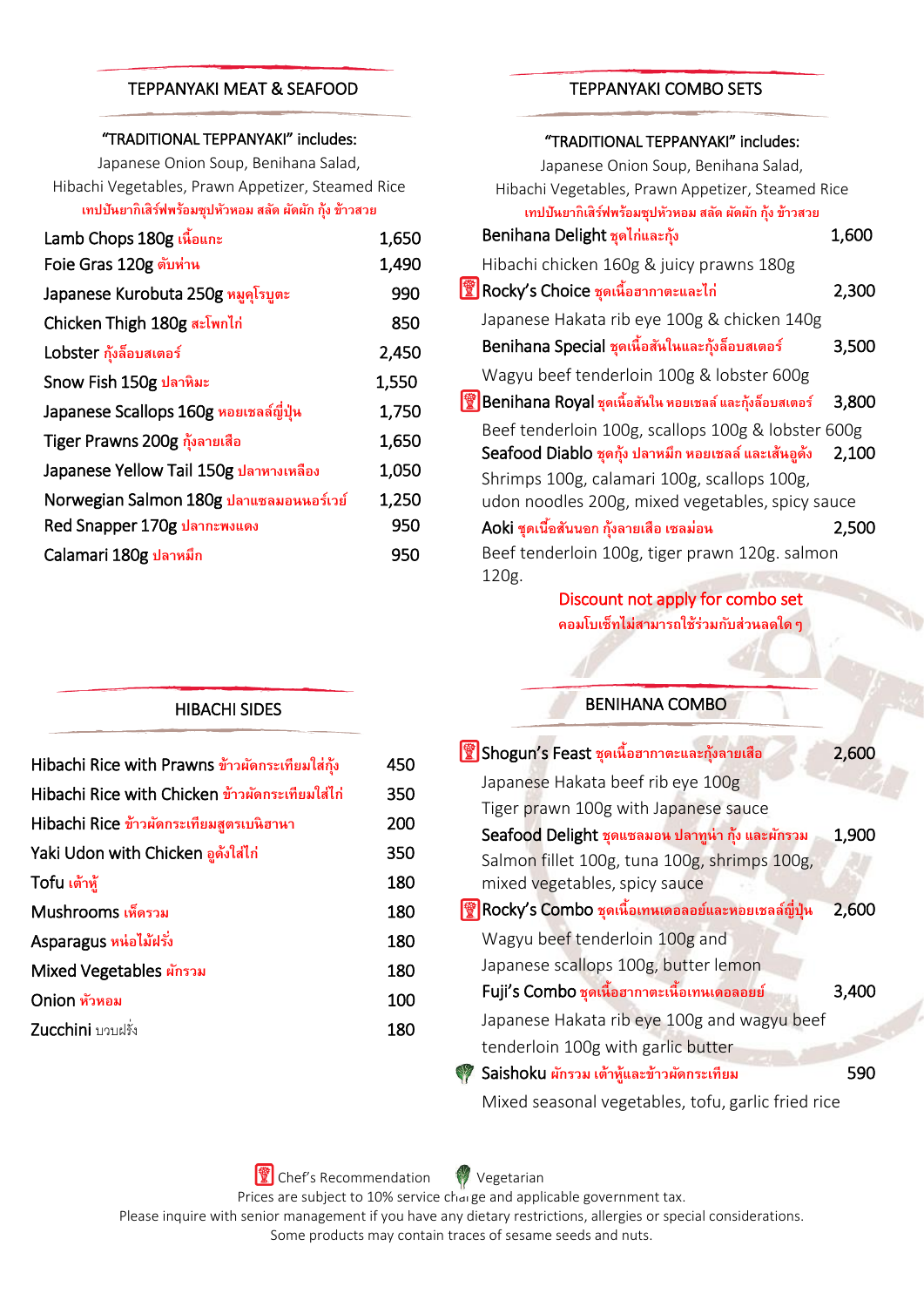## TEPPANYAKI MEAT & SEAFOOD

**"TRADITIONAL TEPPANYAKI" includes:**
Japanese Onion Soup, Benihana Salad,
Hibachi Vegetables, Prawn Appetizer, Steamed Rice
เทปปันยากิเสิร์ฟพร้อมซุปหัวหอม สลัด ผัดผัก กุ้ง ข้าวสวย

| Item | Price |
| --- | --- |
| Lamb Chops 180g เนื้อแกะ | 1,650 |
| Foie Gras 120g ตับห่าน | 1,490 |
| Japanese Kurobuta 250g หมูคุโรบูตะ | 990 |
| Chicken Thigh 180g สะโพกไก่ | 850 |
| Lobster กุ้งล็อบสเตอร์ | 2,450 |
| Snow Fish 150g ปลาหิมะ | 1,550 |
| Japanese Scallops 160g หอยเชลล์ญี่ปุ่น | 1,750 |
| Tiger Prawns 200g กุ้งลายเสือ | 1,650 |
| Japanese Yellow Tail 150g ปลาหางเหลือง | 1,050 |
| Norwegian Salmon 180g ปลาแซลมอนนอร์เวย์ | 1,250 |
| Red Snapper 170g ปลากะพงแดง | 950 |
| Calamari 180g ปลาหมึก | 950 |

## HIBACHI SIDES

| Item | Price |
| --- | --- |
| Hibachi Rice with Prawns ข้าวผัดกระเทียมใส่กุ้ง | 450 |
| Hibachi Rice with Chicken ข้าวผัดกระเทียมใส่ไก่ | 350 |
| Hibachi Rice ข้าวผัดกระเทียมสูตรเบนิฮานา | 200 |
| Yaki Udon with Chicken อูด้งใส่ไก่ | 350 |
| Tofu เต้าหู้ | 180 |
| Mushrooms เห็ดรวม | 180 |
| Asparagus หน่อไม้ฝรั่ง | 180 |
| Mixed Vegetables ผักรวม | 180 |
| Onion หัวหอม | 100 |
| Zucchini บวบฝรั่ง | 180 |

## TEPPANYAKI COMBO SETS

**"TRADITIONAL TEPPANYAKI" includes:**
Japanese Onion Soup, Benihana Salad,
Hibachi Vegetables, Prawn Appetizer, Steamed Rice
เทปปันยากิเสิร์ฟพร้อมซุปหัวหอม สลัด ผัดผัก กุ้ง ข้าวสวย

| Item | Price |
| --- | --- |
| **Benihana Delight** ชุดไก่และกุ้ง<br>Hibachi chicken 160g & juicy prawns 180g | 1,600 |
| (Chef's Recommendation) **Rocky's Choice** ชุดเนื้อฮากาตะและไก่<br>Japanese Hakata rib eye 100g & chicken 140g | 2,300 |
| **Benihana Special** ชุดเนื้อสันในและกุ้งล็อบสเตอร์<br>Wagyu beef tenderloin 100g & lobster 600g | 3,500 |
| (Chef's Recommendation) **Benihana Royal** ชุดเนื้อสันใน หอยเชลล์ และกุ้งล็อบสเตอร์<br>Beef tenderloin 100g, scallops 100g & lobster 600g | 3,800 |
| **Seafood Diablo** ชุดกุ้ง ปลาหมึก หอยเชลล์ และเส้นอูด้ง<br>Shrimps 100g, calamari 100g, scallops 100g, udon noodles 200g, mixed vegetables, spicy sauce | 2,100 |
| **Aoki** ชุดเนื้อสันนอก กุ้งลายเสือ เซลม่อน<br>Beef tenderloin 100g, tiger prawn 120g. salmon 120g. | 2,500 |

Discount not apply for combo set
คอมโบเซ็ทไม่สามารถใช้ร่วมกับส่วนลดใด ๆ

## BENIHANA COMBO

| Item | Price |
| --- | --- |
| (Chef's Recommendation) **Shogun's Feast** ชุดเนื้อฮากาตะและกุ้งลายเสือ<br>Japanese Hakata beef rib eye 100g<br>Tiger prawn 100g with Japanese sauce | 2,600 |
| **Seafood Delight** ชุดแซลมอน ปลาทูน่า กุ้ง และผักรวม<br>Salmon fillet 100g, tuna 100g, shrimps 100g, mixed vegetables, spicy sauce | 1,900 |
| (Chef's Recommendation) **Rocky's Combo** ชุดเนื้อเทนเดอลอยล์และหอยเชลล์ญี่ปุ่น<br>Wagyu beef tenderloin 100g and Japanese scallops 100g, butter lemon | 2,600 |
| **Fuji's Combo** ชุดเนื้อฮากาตะเนื้อเทนเดอลอยย์<br>Japanese Hakata rib eye 100g and wagyu beef tenderloin 100g with garlic butter | 3,400 |
| (Vegetarian) **Saishoku** ผักรวม เต้าหู้และข้าวผัดกระเทียม<br>Mixed seasonal vegetables, tofu, garlic fried rice | 590 |

Chef's Recommendation &nbsp;&nbsp; Vegetarian

Prices are subject to 10% service charge and applicable government tax.
Please inquire with senior management if you have any dietary restrictions, allergies or special considerations.
Some products may contain traces of sesame seeds and nuts.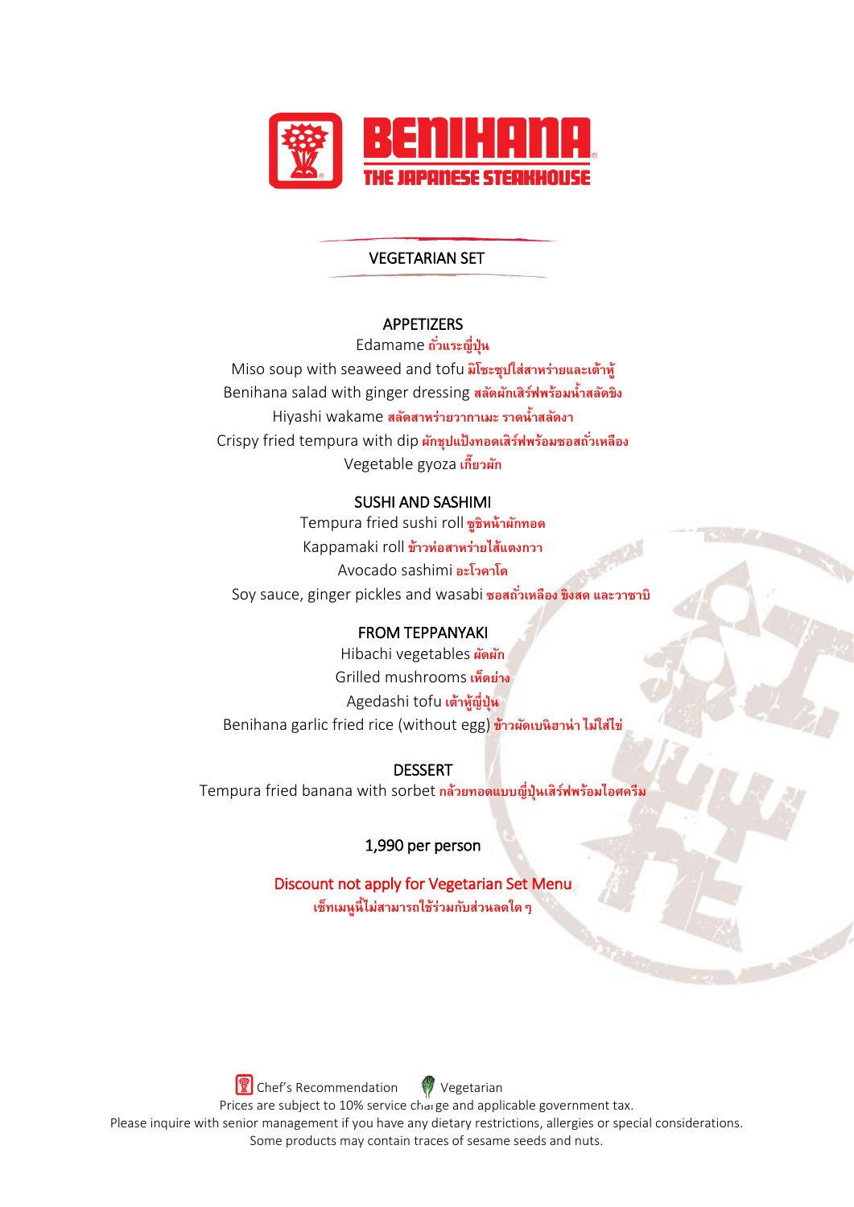# BENIHANA
## THE JAPANESE STEAKHOUSE

## VEGETARIAN SET

### APPETIZERS

Edamame ถั่วแระญี่ปุ่น

Miso soup with seaweed and tofu มิโซะซุปใส่สาหร่ายและเต้าหู้

Benihana salad with ginger dressing สลัดผักเสิร์ฟพร้อมน้ำสลัดขิง

Hiyashi wakame สลัดสาหร่ายวากาเมะ ราดน้ำสลัดงา

Crispy fried tempura with dip ผักชุบแป้งทอดเสิร์ฟพร้อมซอสถั่วเหลือง

Vegetable gyoza เกี๊ยวผัก

### SUSHI AND SASHIMI

Tempura fried sushi roll ซูชิหน้าผักทอด

Kappamaki roll ข้าวห่อสาหร่ายไส้แตงกวา

Avocado sashimi อะโวคาโด

Soy sauce, ginger pickles and wasabi ซอสถั่วเหลือง ขิงสด และวาซาบิ

### FROM TEPPANYAKI

Hibachi vegetables ผัดผัก

Grilled mushrooms เห็ดย่าง

Agedashi tofu เต้าหู้ญี่ปุ่น

Benihana garlic fried rice (without egg) ข้าวผัดเบนิฮาน่า ไม่ใส่ไข่

### DESSERT

Tempura fried banana with sorbet กล้วยทอดแบบญี่ปุ่นเสิร์ฟพร้อมไอศครีม

1,990 per person

Discount not apply for Vegetarian Set Menu
เซ็ทเมนูนี้ไม่สามารถใช้ร่วมกับส่วนลดใด ๆ

Chef's Recommendation     Vegetarian

Prices are subject to 10% service charge and applicable government tax.
Please inquire with senior management if you have any dietary restrictions, allergies or special considerations.
Some products may contain traces of sesame seeds and nuts.